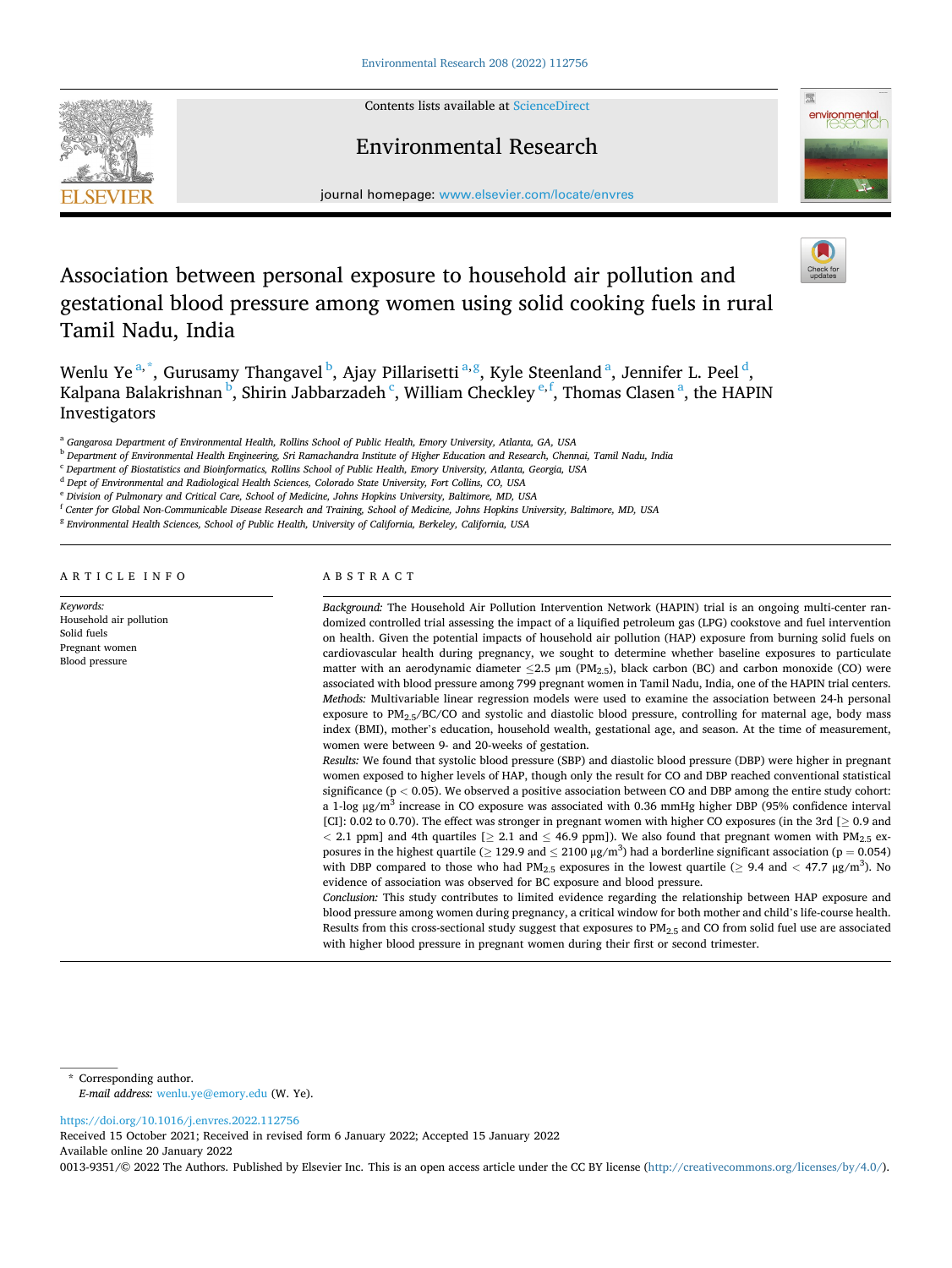// Environmental Research 208 (2022) 112756

# Association between personal exposure to household air pollution and gestational blood pressure among women using solid cooking fuels in rural Tamil Nadu, India

Wenlu Ye[a,*], Gurusamy Thangavel[b], Ajay Pillarisetti[a,g], Kyle Steenland[a], Jennifer L. Peel[d], Kalpana Balakrishnan[b], Shirin Jabbarzadeh[c], William Checkley[e,f], Thomas Clasen[a], the HAPIN Investigators

[a] Gangarosa Department of Environmental Health, Rollins School of Public Health, Emory University, Atlanta, GA, USA
[b] Department of Environmental Health Engineering, Sri Ramachandra Institute of Higher Education and Research, Chennai, Tamil Nadu, India
[c] Department of Biostatistics and Bioinformatics, Rollins School of Public Health, Emory University, Atlanta, Georgia, USA
[d] Dept of Environmental and Radiological Health Sciences, Colorado State University, Fort Collins, CO, USA
[e] Division of Pulmonary and Critical Care, School of Medicine, Johns Hopkins University, Baltimore, MD, USA
[f] Center for Global Non-Communicable Disease Research and Training, School of Medicine, Johns Hopkins University, Baltimore, MD, USA
[g] Environmental Health Sciences, School of Public Health, University of California, Berkeley, California, USA

## ARTICLE INFO

*Keywords:*
Household air pollution
Solid fuels
Pregnant women
Blood pressure

## ABSTRACT

*Background:* The Household Air Pollution Intervention Network (HAPIN) trial is an ongoing multi-center randomized controlled trial assessing the impact of a liquified petroleum gas (LPG) cookstove and fuel intervention on health. Given the potential impacts of household air pollution (HAP) exposure from burning solid fuels on cardiovascular health during pregnancy, we sought to determine whether baseline exposures to particulate matter with an aerodynamic diameter ≤2.5 μm ($PM_{2.5}$), black carbon (BC) and carbon monoxide (CO) were associated with blood pressure among 799 pregnant women in Tamil Nadu, India, one of the HAPIN trial centers.

*Methods:* Multivariable linear regression models were used to examine the association between 24-h personal exposure to $PM_{2.5}$/BC/CO and systolic and diastolic blood pressure, controlling for maternal age, body mass index (BMI), mother's education, household wealth, gestational age, and season. At the time of measurement, women were between 9- and 20-weeks of gestation.

*Results:* We found that systolic blood pressure (SBP) and diastolic blood pressure (DBP) were higher in pregnant women exposed to higher levels of HAP, though only the result for CO and DBP reached conventional statistical significance ($p < 0.05$). We observed a positive association between CO and DBP among the entire study cohort: a 1-log μg/m$^3$ increase in CO exposure was associated with 0.36 mmHg higher DBP (95% confidence interval [CI]: 0.02 to 0.70). The effect was stronger in pregnant women with higher CO exposures (in the 3rd [≥ 0.9 and < 2.1 ppm] and 4th quartiles [≥ 2.1 and ≤ 46.9 ppm]). We also found that pregnant women with $PM_{2.5}$ exposures in the highest quartile (≥ 129.9 and ≤ 2100 μg/m$^3$) had a borderline significant association ($p = 0.054$) with DBP compared to those who had $PM_{2.5}$ exposures in the lowest quartile (≥ 9.4 and < 47.7 μg/m$^3$). No evidence of association was observed for BC exposure and blood pressure.

*Conclusion:* This study contributes to limited evidence regarding the relationship between HAP exposure and blood pressure among women during pregnancy, a critical window for both mother and child's life-course health. Results from this cross-sectional study suggest that exposures to $PM_{2.5}$ and CO from solid fuel use are associated with higher blood pressure in pregnant women during their first or second trimester.

---

\* Corresponding author.
*E-mail address:* wenlu.ye@emory.edu (W. Ye).

https://doi.org/10.1016/j.envres.2022.112756
Received 15 October 2021; Received in revised form 6 January 2022; Accepted 15 January 2022
Available online 20 January 2022
0013-9351/© 2022 The Authors. Published by Elsevier Inc. This is an open access article under the CC BY license (http://creativecommons.org/licenses/by/4.0/).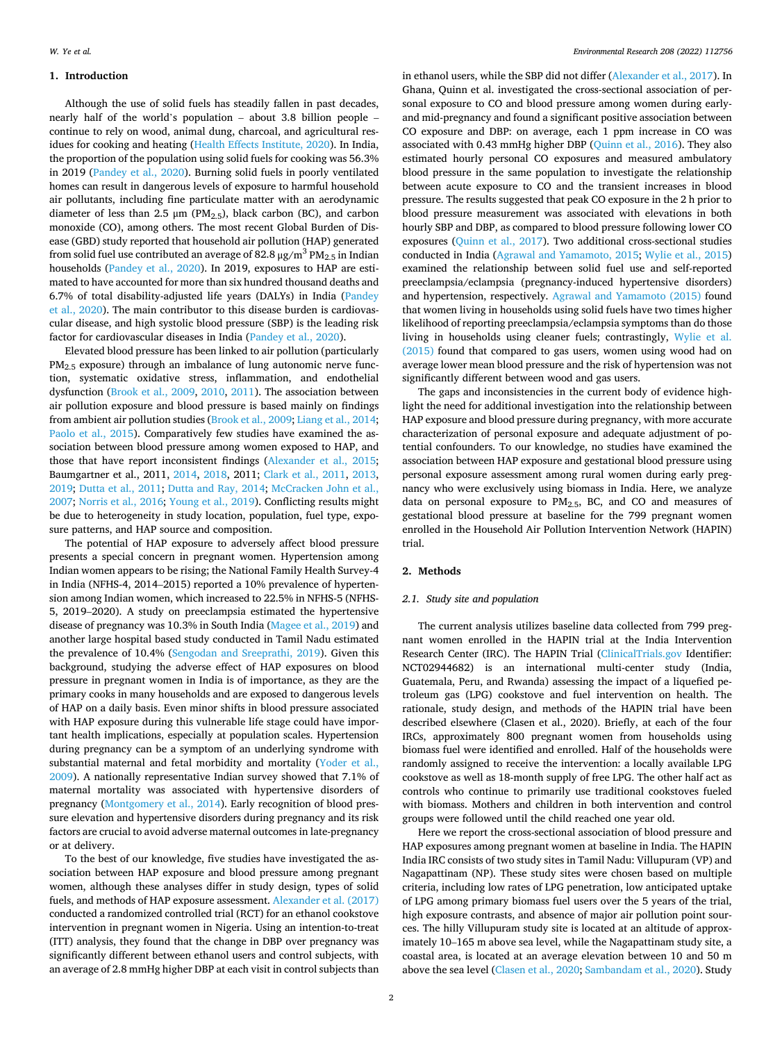## 1. Introduction

Although the use of solid fuels has steadily fallen in past decades, nearly half of the world's population – about 3.8 billion people – continue to rely on wood, animal dung, charcoal, and agricultural residues for cooking and heating (Health Effects Institute, 2020). In India, the proportion of the population using solid fuels for cooking was 56.3% in 2019 (Pandey et al., 2020). Burning solid fuels in poorly ventilated homes can result in dangerous levels of exposure to harmful household air pollutants, including fine particulate matter with an aerodynamic diameter of less than 2.5 μm ($PM_{2.5}$), black carbon (BC), and carbon monoxide (CO), among others. The most recent Global Burden of Disease (GBD) study reported that household air pollution (HAP) generated from solid fuel use contributed an average of 82.8 $\mu g/m^3$ $PM_{2.5}$ in Indian households (Pandey et al., 2020). In 2019, exposures to HAP are estimated to have accounted for more than six hundred thousand deaths and 6.7% of total disability-adjusted life years (DALYs) in India (Pandey et al., 2020). The main contributor to this disease burden is cardiovascular disease, and high systolic blood pressure (SBP) is the leading risk factor for cardiovascular diseases in India (Pandey et al., 2020).

Elevated blood pressure has been linked to air pollution (particularly $PM_{2.5}$ exposure) through an imbalance of lung autonomic nerve function, systematic oxidative stress, inflammation, and endothelial dysfunction (Brook et al., 2009, 2010, 2011). The association between air pollution exposure and blood pressure is based mainly on findings from ambient air pollution studies (Brook et al., 2009; Liang et al., 2014; Paolo et al., 2015). Comparatively few studies have examined the association between blood pressure among women exposed to HAP, and those that have report inconsistent findings (Alexander et al., 2015; Baumgartner et al., 2011, 2014, 2018, 2011; Clark et al., 2011, 2013, 2019; Dutta et al., 2011; Dutta and Ray, 2014; McCracken John et al., 2007; Norris et al., 2016; Young et al., 2019). Conflicting results might be due to heterogeneity in study location, population, fuel type, exposure patterns, and HAP source and composition.

The potential of HAP exposure to adversely affect blood pressure presents a special concern in pregnant women. Hypertension among Indian women appears to be rising; the National Family Health Survey-4 in India (NFHS-4, 2014–2015) reported a 10% prevalence of hypertension among Indian women, which increased to 22.5% in NFHS-5 (NFHS-5, 2019–2020). A study on preeclampsia estimated the hypertensive disease of pregnancy was 10.3% in South India (Magee et al., 2019) and another large hospital based study conducted in Tamil Nadu estimated the prevalence of 10.4% (Sengodan and Sreeprathi, 2019). Given this background, studying the adverse effect of HAP exposures on blood pressure in pregnant women in India is of importance, as they are the primary cooks in many households and are exposed to dangerous levels of HAP on a daily basis. Even minor shifts in blood pressure associated with HAP exposure during this vulnerable life stage could have important health implications, especially at population scales. Hypertension during pregnancy can be a symptom of an underlying syndrome with substantial maternal and fetal morbidity and mortality (Yoder et al., 2009). A nationally representative Indian survey showed that 7.1% of maternal mortality was associated with hypertensive disorders of pregnancy (Montgomery et al., 2014). Early recognition of blood pressure elevation and hypertensive disorders during pregnancy and its risk factors are crucial to avoid adverse maternal outcomes in late-pregnancy or at delivery.

To the best of our knowledge, five studies have investigated the association between HAP exposure and blood pressure among pregnant women, although these analyses differ in study design, types of solid fuels, and methods of HAP exposure assessment. Alexander et al. (2017) conducted a randomized controlled trial (RCT) for an ethanol cookstove intervention in pregnant women in Nigeria. Using an intention-to-treat (ITT) analysis, they found that the change in DBP over pregnancy was significantly different between ethanol users and control subjects, with an average of 2.8 mmHg higher DBP at each visit in control subjects than in ethanol users, while the SBP did not differ (Alexander et al., 2017). In Ghana, Quinn et al. investigated the cross-sectional association of personal exposure to CO and blood pressure among women during early- and mid-pregnancy and found a significant positive association between CO exposure and DBP: on average, each 1 ppm increase in CO was associated with 0.43 mmHg higher DBP (Quinn et al., 2016). They also estimated hourly personal CO exposures and measured ambulatory blood pressure in the same population to investigate the relationship between acute exposure to CO and the transient increases in blood pressure. The results suggested that peak CO exposure in the 2 h prior to blood pressure measurement was associated with elevations in both hourly SBP and DBP, as compared to blood pressure following lower CO exposures (Quinn et al., 2017). Two additional cross-sectional studies conducted in India (Agrawal and Yamamoto, 2015; Wylie et al., 2015) examined the relationship between solid fuel use and self-reported preeclampsia/eclampsia (pregnancy-induced hypertensive disorders) and hypertension, respectively. Agrawal and Yamamoto (2015) found that women living in households using solid fuels have two times higher likelihood of reporting preeclampsia/eclampsia symptoms than do those living in households using cleaner fuels; contrastingly, Wylie et al. (2015) found that compared to gas users, women using wood had on average lower mean blood pressure and the risk of hypertension was not significantly different between wood and gas users.

The gaps and inconsistencies in the current body of evidence highlight the need for additional investigation into the relationship between HAP exposure and blood pressure during pregnancy, with more accurate characterization of personal exposure and adequate adjustment of potential confounders. To our knowledge, no studies have examined the association between HAP exposure and gestational blood pressure using personal exposure assessment among rural women during early pregnancy who were exclusively using biomass in India. Here, we analyze data on personal exposure to $PM_{2.5}$, BC, and CO and measures of gestational blood pressure at baseline for the 799 pregnant women enrolled in the Household Air Pollution Intervention Network (HAPIN) trial.

## 2. Methods

### 2.1. Study site and population

The current analysis utilizes baseline data collected from 799 pregnant women enrolled in the HAPIN trial at the India Intervention Research Center (IRC). The HAPIN Trial (ClinicalTrials.gov Identifier: NCT02944682) is an international multi-center study (India, Guatemala, Peru, and Rwanda) assessing the impact of a liquefied petroleum gas (LPG) cookstove and fuel intervention on health. The rationale, study design, and methods of the HAPIN trial have been described elsewhere (Clasen et al., 2020). Briefly, at each of the four IRCs, approximately 800 pregnant women from households using biomass fuel were identified and enrolled. Half of the households were randomly assigned to receive the intervention: a locally available LPG cookstove as well as 18-month supply of free LPG. The other half act as controls who continue to primarily use traditional cookstoves fueled with biomass. Mothers and children in both intervention and control groups were followed until the child reached one year old.

Here we report the cross-sectional association of blood pressure and HAP exposures among pregnant women at baseline in India. The HAPIN India IRC consists of two study sites in Tamil Nadu: Villupuram (VP) and Nagapattinam (NP). These study sites were chosen based on multiple criteria, including low rates of LPG penetration, low anticipated uptake of LPG among primary biomass fuel users over the 5 years of the trial, high exposure contrasts, and absence of major air pollution point sources. The hilly Villupuram study site is located at an altitude of approximately 10–165 m above sea level, while the Nagapattinam study site, a coastal area, is located at an average elevation between 10 and 50 m above the sea level (Clasen et al., 2020; Sambandam et al., 2020). Study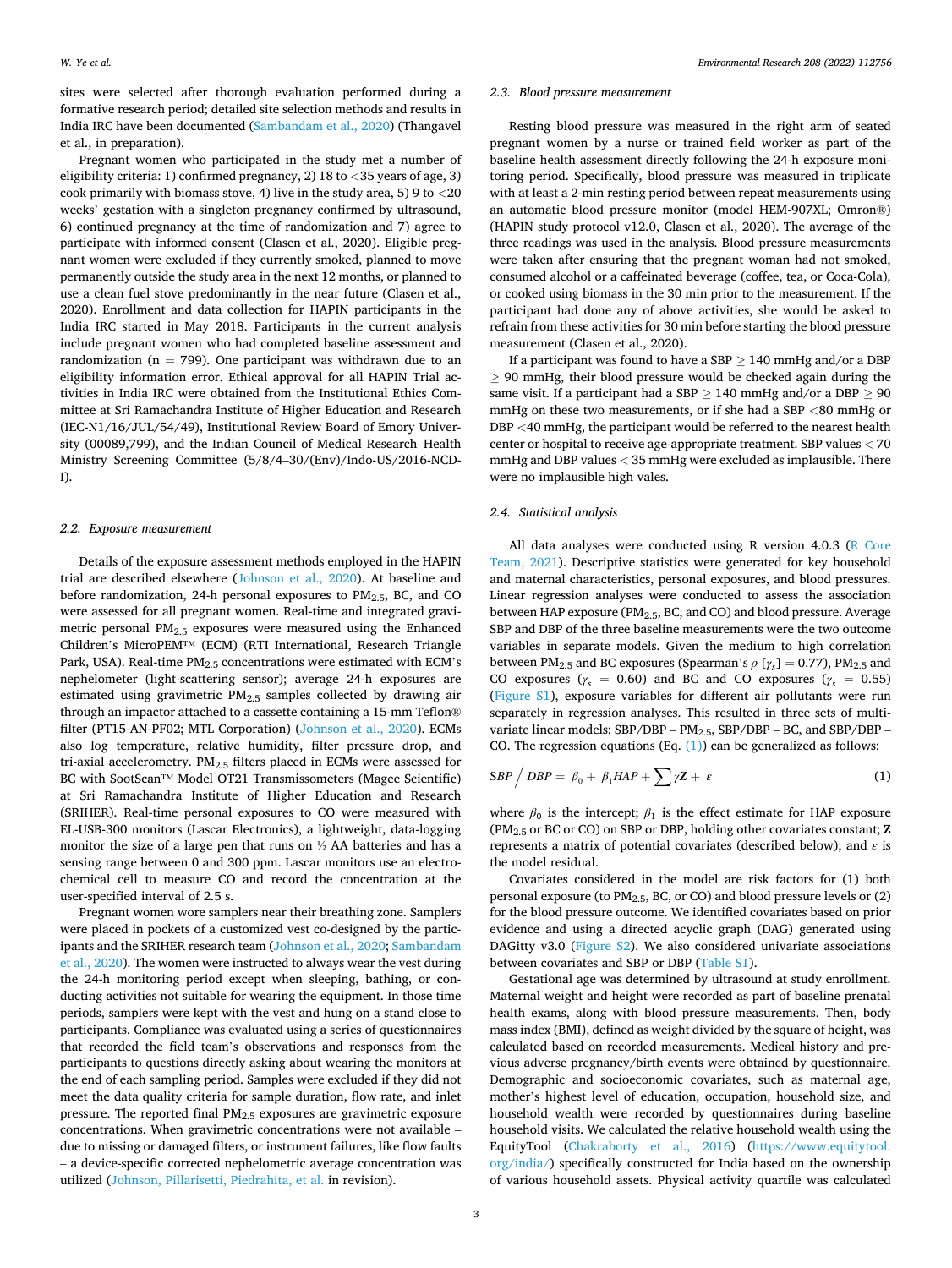sites were selected after thorough evaluation performed during a formative research period; detailed site selection methods and results in India IRC have been documented (Sambandam et al., 2020) (Thangavel et al., in preparation).

Pregnant women who participated in the study met a number of eligibility criteria: 1) confirmed pregnancy, 2) 18 to <35 years of age, 3) cook primarily with biomass stove, 4) live in the study area, 5) 9 to <20 weeks' gestation with a singleton pregnancy confirmed by ultrasound, 6) continued pregnancy at the time of randomization and 7) agree to participate with informed consent (Clasen et al., 2020). Eligible pregnant women were excluded if they currently smoked, planned to move permanently outside the study area in the next 12 months, or planned to use a clean fuel stove predominantly in the near future (Clasen et al., 2020). Enrollment and data collection for HAPIN participants in the India IRC started in May 2018. Participants in the current analysis include pregnant women who had completed baseline assessment and randomization (n = 799). One participant was withdrawn due to an eligibility information error. Ethical approval for all HAPIN Trial activities in India IRC were obtained from the Institutional Ethics Committee at Sri Ramachandra Institute of Higher Education and Research (IEC-N1/16/JUL/54/49), Institutional Review Board of Emory University (00089,799), and the Indian Council of Medical Research–Health Ministry Screening Committee (5/8/4–30/(Env)/Indo-US/2016-NCD-I).

### 2.2. Exposure measurement

Details of the exposure assessment methods employed in the HAPIN trial are described elsewhere (Johnson et al., 2020). At baseline and before randomization, 24-h personal exposures to $PM_{2.5}$, BC, and CO were assessed for all pregnant women. Real-time and integrated gravimetric personal $PM_{2.5}$ exposures were measured using the Enhanced Children's MicroPEM™ (ECM) (RTI International, Research Triangle Park, USA). Real-time $PM_{2.5}$ concentrations were estimated with ECM's nephelometer (light-scattering sensor); average 24-h exposures are estimated using gravimetric $PM_{2.5}$ samples collected by drawing air through an impactor attached to a cassette containing a 15-mm Teflon® filter (PT15-AN-PF02; MTL Corporation) (Johnson et al., 2020). ECMs also log temperature, relative humidity, filter pressure drop, and tri-axial accelerometry. $PM_{2.5}$ filters placed in ECMs were assessed for BC with SootScan™ Model OT21 Transmissometers (Magee Scientific) at Sri Ramachandra Institute of Higher Education and Research (SRIHER). Real-time personal exposures to CO were measured with EL-USB-300 monitors (Lascar Electronics), a lightweight, data-logging monitor the size of a large pen that runs on ½ AA batteries and has a sensing range between 0 and 300 ppm. Lascar monitors use an electrochemical cell to measure CO and record the concentration at the user-specified interval of 2.5 s.

Pregnant women wore samplers near their breathing zone. Samplers were placed in pockets of a customized vest co-designed by the participants and the SRIHER research team (Johnson et al., 2020; Sambandam et al., 2020). The women were instructed to always wear the vest during the 24-h monitoring period except when sleeping, bathing, or conducting activities not suitable for wearing the equipment. In those time periods, samplers were kept with the vest and hung on a stand close to participants. Compliance was evaluated using a series of questionnaires that recorded the field team's observations and responses from the participants to questions directly asking about wearing the monitors at the end of each sampling period. Samples were excluded if they did not meet the data quality criteria for sample duration, flow rate, and inlet pressure. The reported final $PM_{2.5}$ exposures are gravimetric exposure concentrations. When gravimetric concentrations were not available – due to missing or damaged filters, or instrument failures, like flow faults – a device-specific corrected nephelometric average concentration was utilized (Johnson, Pillarisetti, Piedrahita, et al. in revision).

### 2.3. Blood pressure measurement

Resting blood pressure was measured in the right arm of seated pregnant women by a nurse or trained field worker as part of the baseline health assessment directly following the 24-h exposure monitoring period. Specifically, blood pressure was measured in triplicate with at least a 2-min resting period between repeat measurements using an automatic blood pressure monitor (model HEM-907XL; Omron®) (HAPIN study protocol v12.0, Clasen et al., 2020). The average of the three readings was used in the analysis. Blood pressure measurements were taken after ensuring that the pregnant woman had not smoked, consumed alcohol or a caffeinated beverage (coffee, tea, or Coca-Cola), or cooked using biomass in the 30 min prior to the measurement. If the participant had done any of above activities, she would be asked to refrain from these activities for 30 min before starting the blood pressure measurement (Clasen et al., 2020).

If a participant was found to have a SBP ≥ 140 mmHg and/or a DBP ≥ 90 mmHg, their blood pressure would be checked again during the same visit. If a participant had a SBP ≥ 140 mmHg and/or a DBP ≥ 90 mmHg on these two measurements, or if she had a SBP <80 mmHg or DBP <40 mmHg, the participant would be referred to the nearest health center or hospital to receive age-appropriate treatment. SBP values < 70 mmHg and DBP values < 35 mmHg were excluded as implausible. There were no implausible high vales.

### 2.4. Statistical analysis

All data analyses were conducted using R version 4.0.3 (R Core Team, 2021). Descriptive statistics were generated for key household and maternal characteristics, personal exposures, and blood pressures. Linear regression analyses were conducted to assess the association between HAP exposure ($PM_{2.5}$, BC, and CO) and blood pressure. Average SBP and DBP of the three baseline measurements were the two outcome variables in separate models. Given the medium to high correlation between $PM_{2.5}$ and BC exposures (Spearman's $\rho$ [$\gamma_s$] = 0.77), $PM_{2.5}$ and CO exposures ($\gamma_s$ = 0.60) and BC and CO exposures ($\gamma_s$ = 0.55) (Figure S1), exposure variables for different air pollutants were run separately in regression analyses. This resulted in three sets of multivariate linear models: SBP/DBP – $PM_{2.5}$, SBP/DBP – BC, and SBP/DBP – CO. The regression equations (Eq. (1)) can be generalized as follows:

$$SBP \Big/ DBP = \beta_0 + \beta_1 HAP + \sum \gamma \mathbf{Z} + \varepsilon \tag{1}$$

where $\beta_0$ is the intercept; $\beta_1$ is the effect estimate for HAP exposure ($PM_{2.5}$ or BC or CO) on SBP or DBP, holding other covariates constant; $\mathbf{Z}$ represents a matrix of potential covariates (described below); and $\varepsilon$ is the model residual.

Covariates considered in the model are risk factors for (1) both personal exposure (to $PM_{2.5}$, BC, or CO) and blood pressure levels or (2) for the blood pressure outcome. We identified covariates based on prior evidence and using a directed acyclic graph (DAG) generated using DAGitty v3.0 (Figure S2). We also considered univariate associations between covariates and SBP or DBP (Table S1).

Gestational age was determined by ultrasound at study enrollment. Maternal weight and height were recorded as part of baseline prenatal health exams, along with blood pressure measurements. Then, body mass index (BMI), defined as weight divided by the square of height, was calculated based on recorded measurements. Medical history and previous adverse pregnancy/birth events were obtained by questionnaire. Demographic and socioeconomic covariates, such as maternal age, mother's highest level of education, occupation, household size, and household wealth were recorded by questionnaires during baseline household visits. We calculated the relative household wealth using the EquityTool (Chakraborty et al., 2016) (https://www.equitytool.org/india/) specifically constructed for India based on the ownership of various household assets. Physical activity quartile was calculated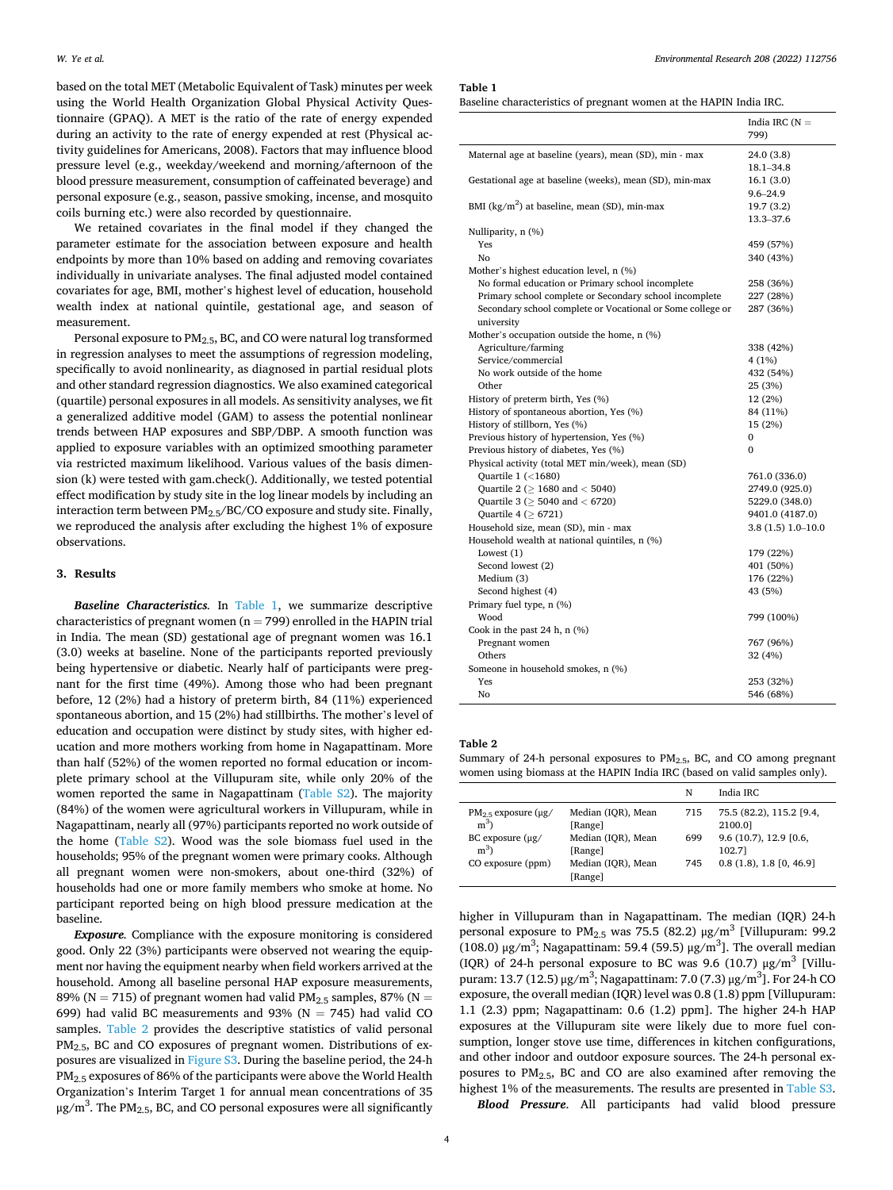based on the total MET (Metabolic Equivalent of Task) minutes per week using the World Health Organization Global Physical Activity Questionnaire (GPAQ). A MET is the ratio of the rate of energy expended during an activity to the rate of energy expended at rest (Physical activity guidelines for Americans, 2008). Factors that may influence blood pressure level (e.g., weekday/weekend and morning/afternoon of the blood pressure measurement, consumption of caffeinated beverage) and personal exposure (e.g., season, passive smoking, incense, and mosquito coils burning etc.) were also recorded by questionnaire.

We retained covariates in the final model if they changed the parameter estimate for the association between exposure and health endpoints by more than 10% based on adding and removing covariates individually in univariate analyses. The final adjusted model contained covariates for age, BMI, mother's highest level of education, household wealth index at national quintile, gestational age, and season of measurement.

Personal exposure to $PM_{2.5}$, BC, and CO were natural log transformed in regression analyses to meet the assumptions of regression modeling, specifically to avoid nonlinearity, as diagnosed in partial residual plots and other standard regression diagnostics. We also examined categorical (quartile) personal exposures in all models. As sensitivity analyses, we fit a generalized additive model (GAM) to assess the potential nonlinear trends between HAP exposures and SBP/DBP. A smooth function was applied to exposure variables with an optimized smoothing parameter via restricted maximum likelihood. Various values of the basis dimension (k) were tested with gam.check(). Additionally, we tested potential effect modification by study site in the log linear models by including an interaction term between $PM_{2.5}$/BC/CO exposure and study site. Finally, we reproduced the analysis after excluding the highest 1% of exposure observations.

## 3. Results

***Baseline Characteristics.*** In Table 1, we summarize descriptive characteristics of pregnant women (n = 799) enrolled in the HAPIN trial in India. The mean (SD) gestational age of pregnant women was 16.1 (3.0) weeks at baseline. None of the participants reported previously being hypertensive or diabetic. Nearly half of participants were pregnant for the first time (49%). Among those who had been pregnant before, 12 (2%) had a history of preterm birth, 84 (11%) experienced spontaneous abortion, and 15 (2%) had stillbirths. The mother's level of education and occupation were distinct by study sites, with higher education and more mothers working from home in Nagapattinam. More than half (52%) of the women reported no formal education or incomplete primary school at the Villupuram site, while only 20% of the women reported the same in Nagapattinam (Table S2). The majority (84%) of the women were agricultural workers in Villupuram, while in Nagapattinam, nearly all (97%) participants reported no work outside of the home (Table S2). Wood was the sole biomass fuel used in the households; 95% of the pregnant women were primary cooks. Although all pregnant women were non-smokers, about one-third (32%) of households had one or more family members who smoke at home. No participant reported being on high blood pressure medication at the baseline.

***Exposure.*** Compliance with the exposure monitoring is considered good. Only 22 (3%) participants were observed not wearing the equipment nor having the equipment nearby when field workers arrived at the household. Among all baseline personal HAP exposure measurements, 89% (N = 715) of pregnant women had valid $PM_{2.5}$ samples, 87% (N = 699) had valid BC measurements and 93% (N = 745) had valid CO samples. Table 2 provides the descriptive statistics of valid personal $PM_{2.5}$, BC and CO exposures of pregnant women. Distributions of exposures are visualized in Figure S3. During the baseline period, the 24-h $PM_{2.5}$ exposures of 86% of the participants were above the World Health Organization's Interim Target 1 for annual mean concentrations of 35 $\mu g/m^3$. The $PM_{2.5}$, BC, and CO personal exposures were all significantly higher in Villupuram than in Nagapattinam. The median (IQR) 24-h personal exposure to $PM_{2.5}$ was 75.5 (82.2) $\mu g/m^3$ [Villupuram: 99.2 (108.0) $\mu g/m^3$; Nagapattinam: 59.4 (59.5) $\mu g/m^3$]. The overall median (IQR) of 24-h personal exposure to BC was 9.6 (10.7) $\mu g/m^3$ [Villupuram: 13.7 (12.5) $\mu g/m^3$; Nagapattinam: 7.0 (7.3) $\mu g/m^3$]. For 24-h CO exposure, the overall median (IQR) level was 0.8 (1.8) ppm [Villupuram: 1.1 (2.3) ppm; Nagapattinam: 0.6 (1.2) ppm]. The higher 24-h HAP exposures at the Villupuram site were likely due to more fuel consumption, longer stove use time, differences in kitchen configurations, and other indoor and outdoor exposure sources. The 24-h personal exposures to $PM_{2.5}$, BC and CO are also examined after removing the highest 1% of the measurements. The results are presented in Table S3.

***Blood Pressure.*** All participants had valid blood pressure

**Table 1**
Baseline characteristics of pregnant women at the HAPIN India IRC.

| | India IRC (N = 799) |
|---|---|
| Maternal age at baseline (years), mean (SD), min - max | 24.0 (3.8) 18.1–34.8 |
| Gestational age at baseline (weeks), mean (SD), min-max | 16.1 (3.0) 9.6–24.9 |
| BMI (kg/m²) at baseline, mean (SD), min-max | 19.7 (3.2) 13.3–37.6 |
| Nulliparity, n (%) | |
| Yes | 459 (57%) |
| No | 340 (43%) |
| Mother's highest education level, n (%) | |
| No formal education or Primary school incomplete | 258 (36%) |
| Primary school complete or Secondary school incomplete | 227 (28%) |
| Secondary school complete or Vocational or Some college or university | 287 (36%) |
| Mother's occupation outside the home, n (%) | |
| Agriculture/farming | 338 (42%) |
| Service/commercial | 4 (1%) |
| No work outside of the home | 432 (54%) |
| Other | 25 (3%) |
| History of preterm birth, Yes (%) | 12 (2%) |
| History of spontaneous abortion, Yes (%) | 84 (11%) |
| History of stillborn, Yes (%) | 15 (2%) |
| Previous history of hypertension, Yes (%) | 0 |
| Previous history of diabetes, Yes (%) | 0 |
| Physical activity (total MET min/week), mean (SD) | |
| Quartile 1 (<1680) | 761.0 (336.0) |
| Quartile 2 (≥ 1680 and < 5040) | 2749.0 (925.0) |
| Quartile 3 (≥ 5040 and < 6720) | 5229.0 (348.0) |
| Quartile 4 (≥ 6721) | 9401.0 (4187.0) |
| Household size, mean (SD), min - max | 3.8 (1.5) 1.0–10.0 |
| Household wealth at national quintiles, n (%) | |
| Lowest (1) | 179 (22%) |
| Second lowest (2) | 401 (50%) |
| Medium (3) | 176 (22%) |
| Second highest (4) | 43 (5%) |
| Primary fuel type, n (%) | |
| Wood | 799 (100%) |
| Cook in the past 24 h, n (%) | |
| Pregnant women | 767 (96%) |
| Others | 32 (4%) |
| Someone in household smokes, n (%) | |
| Yes | 253 (32%) |
| No | 546 (68%) |

**Table 2**
Summary of 24-h personal exposures to $PM_{2.5}$, BC, and CO among pregnant women using biomass at the HAPIN India IRC (based on valid samples only).

| | | N | India IRC |
|---|---|---|---|
| $PM_{2.5}$ exposure ($\mu g/m^3$) | Median (IQR), Mean [Range] | 715 | 75.5 (82.2), 115.2 [9.4, 2100.0] |
| BC exposure ($\mu g/m^3$) | Median (IQR), Mean [Range] | 699 | 9.6 (10.7), 12.9 [0.6, 102.7] |
| CO exposure (ppm) | Median (IQR), Mean [Range] | 745 | 0.8 (1.8), 1.8 [0, 46.9] |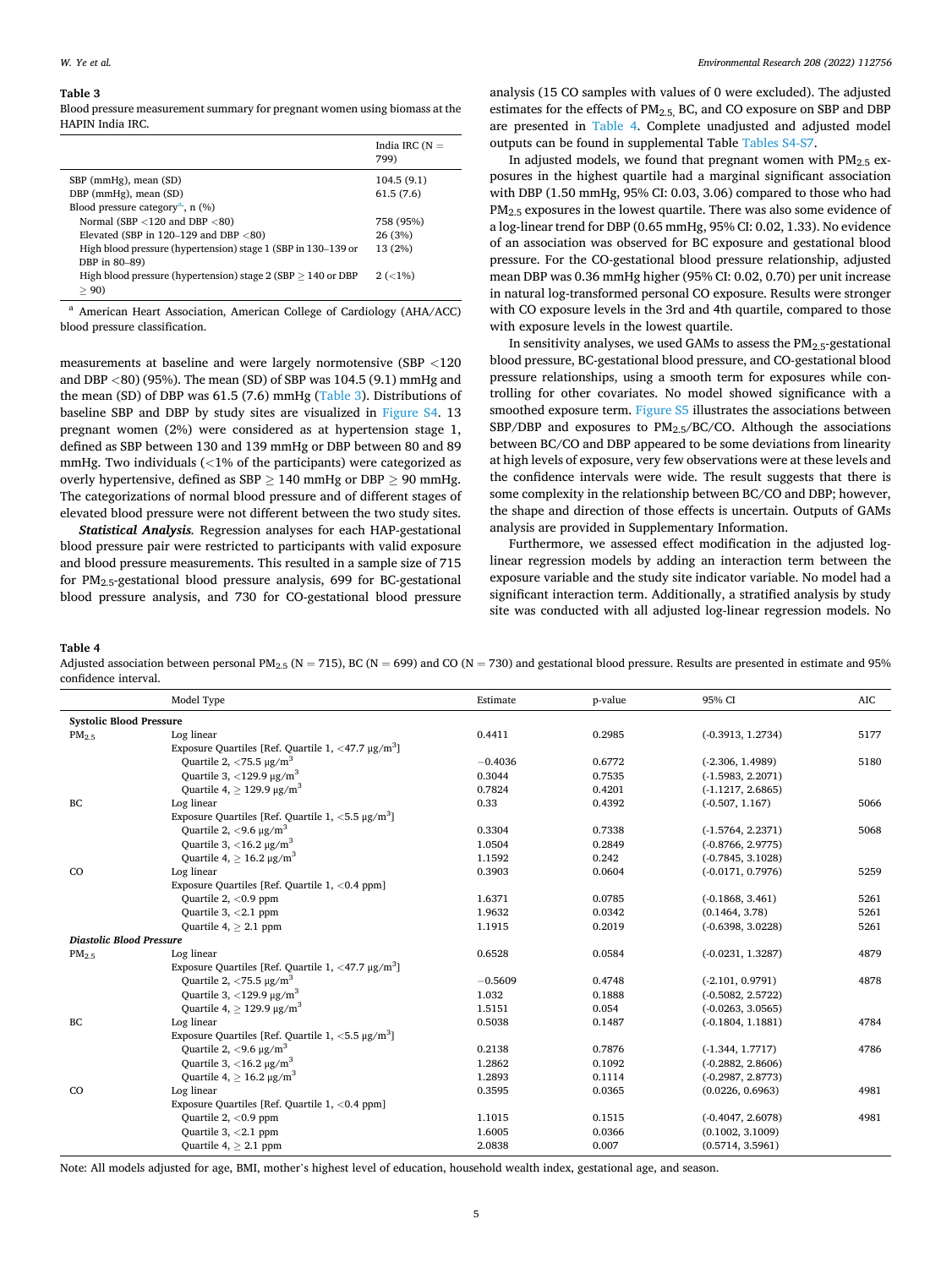**Table 3**
Blood pressure measurement summary for pregnant women using biomass at the HAPIN India IRC.

| | India IRC (N = 799) |
|---|---|
| SBP (mmHg), mean (SD) | 104.5 (9.1) |
| DBP (mmHg), mean (SD) | 61.5 (7.6) |
| Blood pressure category[a], n (%) | |
| Normal (SBP <120 and DBP <80) | 758 (95%) |
| Elevated (SBP in 120–129 and DBP <80) | 26 (3%) |
| High blood pressure (hypertension) stage 1 (SBP in 130–139 or DBP in 80–89) | 13 (2%) |
| High blood pressure (hypertension) stage 2 (SBP ≥ 140 or DBP ≥ 90) | 2 (<1%) |

[a] American Heart Association, American College of Cardiology (AHA/ACC) blood pressure classification.

measurements at baseline and were largely normotensive (SBP <120 and DBP <80) (95%). The mean (SD) of SBP was 104.5 (9.1) mmHg and the mean (SD) of DBP was 61.5 (7.6) mmHg (Table 3). Distributions of baseline SBP and DBP by study sites are visualized in Figure S4. 13 pregnant women (2%) were considered as at hypertension stage 1, defined as SBP between 130 and 139 mmHg or DBP between 80 and 89 mmHg. Two individuals (<1% of the participants) were categorized as overly hypertensive, defined as SBP ≥ 140 mmHg or DBP ≥ 90 mmHg. The categorizations of normal blood pressure and of different stages of elevated blood pressure were not different between the two study sites.

***Statistical Analysis.*** Regression analyses for each HAP-gestational blood pressure pair were restricted to participants with valid exposure and blood pressure measurements. This resulted in a sample size of 715 for $PM_{2.5}$-gestational blood pressure analysis, 699 for BC-gestational blood pressure analysis, and 730 for CO-gestational blood pressure analysis (15 CO samples with values of 0 were excluded). The adjusted estimates for the effects of $PM_{2.5}$, BC, and CO exposure on SBP and DBP are presented in Table 4. Complete unadjusted and adjusted model outputs can be found in supplemental Table Tables S4-S7.

In adjusted models, we found that pregnant women with $PM_{2.5}$ exposures in the highest quartile had a marginal significant association with DBP (1.50 mmHg, 95% CI: 0.03, 3.06) compared to those who had $PM_{2.5}$ exposures in the lowest quartile. There was also some evidence of a log-linear trend for DBP (0.65 mmHg, 95% CI: 0.02, 1.33). No evidence of an association was observed for BC exposure and gestational blood pressure. For the CO-gestational blood pressure relationship, adjusted mean DBP was 0.36 mmHg higher (95% CI: 0.02, 0.70) per unit increase in natural log-transformed personal CO exposure. Results were stronger with CO exposure levels in the 3rd and 4th quartile, compared to those with exposure levels in the lowest quartile.

In sensitivity analyses, we used GAMs to assess the $PM_{2.5}$-gestational blood pressure, BC-gestational blood pressure, and CO-gestational blood pressure relationships, using a smooth term for exposures while controlling for other covariates. No model showed significance with a smoothed exposure term. Figure S5 illustrates the associations between SBP/DBP and exposures to $PM_{2.5}$/BC/CO. Although the associations between BC/CO and DBP appeared to be some deviations from linearity at high levels of exposure, very few observations were at these levels and the confidence intervals were wide. The result suggests that there is some complexity in the relationship between BC/CO and DBP; however, the shape and direction of those effects is uncertain. Outputs of GAMs analysis are provided in Supplementary Information.

Furthermore, we assessed effect modification in the adjusted log-linear regression models by adding an interaction term between the exposure variable and the study site indicator variable. No model had a significant interaction term. Additionally, a stratified analysis by study site was conducted with all adjusted log-linear regression models. No

**Table 4**
Adjusted association between personal $PM_{2.5}$ (N = 715), BC (N = 699) and CO (N = 730) and gestational blood pressure. Results are presented in estimate and 95% confidence interval.

| | Model Type | Estimate | p-value | 95% CI | AIC |
|---|---|---|---|---|---|
| **Systolic Blood Pressure** | | | | | |
| $PM_{2.5}$ | Log linear | 0.4411 | 0.2985 | (-0.3913, 1.2734) | 5177 |
| | Exposure Quartiles [Ref. Quartile 1, <47.7 μg/m$^3$] | | | | |
| | Quartile 2, <75.5 μg/m$^3$ | −0.4036 | 0.6772 | (-2.306, 1.4989) | 5180 |
| | Quartile 3, <129.9 μg/m$^3$ | 0.3044 | 0.7535 | (-1.5983, 2.2071) | |
| | Quartile 4, ≥ 129.9 μg/m$^3$ | 0.7824 | 0.4201 | (-1.1217, 2.6865) | |
| BC | Log linear | 0.33 | 0.4392 | (-0.507, 1.167) | 5066 |
| | Exposure Quartiles [Ref. Quartile 1, <5.5 μg/m$^3$] | | | | |
| | Quartile 2, <9.6 μg/m$^3$ | 0.3304 | 0.7338 | (-1.5764, 2.2371) | 5068 |
| | Quartile 3, <16.2 μg/m$^3$ | 1.0504 | 0.2849 | (-0.8766, 2.9775) | |
| | Quartile 4, ≥ 16.2 μg/m$^3$ | 1.1592 | 0.242 | (-0.7845, 3.1028) | |
| CO | Log linear | 0.3903 | 0.0604 | (-0.0171, 0.7976) | 5259 |
| | Exposure Quartiles [Ref. Quartile 1, <0.4 ppm] | | | | |
| | Quartile 2, <0.9 ppm | 1.6371 | 0.0785 | (-0.1868, 3.461) | 5261 |
| | Quartile 3, <2.1 ppm | 1.9632 | 0.0342 | (0.1464, 3.78) | 5261 |
| | Quartile 4, ≥ 2.1 ppm | 1.1915 | 0.2019 | (-0.6398, 3.0228) | 5261 |
| ***Diastolic Blood Pressure*** | | | | | |
| $PM_{2.5}$ | Log linear | 0.6528 | 0.0584 | (-0.0231, 1.3287) | 4879 |
| | Exposure Quartiles [Ref. Quartile 1, <47.7 μg/m$^3$] | | | | |
| | Quartile 2, <75.5 μg/m$^3$ | −0.5609 | 0.4748 | (-2.101, 0.9791) | 4878 |
| | Quartile 3, <129.9 μg/m$^3$ | 1.032 | 0.1888 | (-0.5082, 2.5722) | |
| | Quartile 4, ≥ 129.9 μg/m$^3$ | 1.5151 | 0.054 | (-0.0263, 3.0565) | |
| BC | Log linear | 0.5038 | 0.1487 | (-0.1804, 1.1881) | 4784 |
| | Exposure Quartiles [Ref. Quartile 1, <5.5 μg/m$^3$] | | | | |
| | Quartile 2, <9.6 μg/m$^3$ | 0.2138 | 0.7876 | (-1.344, 1.7717) | 4786 |
| | Quartile 3, <16.2 μg/m$^3$ | 1.2862 | 0.1092 | (-0.2882, 2.8606) | |
| | Quartile 4, ≥ 16.2 μg/m$^3$ | 1.2893 | 0.1114 | (-0.2987, 2.8773) | |
| CO | Log linear | 0.3595 | 0.0365 | (0.0226, 0.6963) | 4981 |
| | Exposure Quartiles [Ref. Quartile 1, <0.4 ppm] | | | | |
| | Quartile 2, <0.9 ppm | 1.1015 | 0.1515 | (-0.4047, 2.6078) | 4981 |
| | Quartile 3, <2.1 ppm | 1.6005 | 0.0366 | (0.1002, 3.1009) | |
| | Quartile 4, ≥ 2.1 ppm | 2.0838 | 0.007 | (0.5714, 3.5961) | |

Note: All models adjusted for age, BMI, mother's highest level of education, household wealth index, gestational age, and season.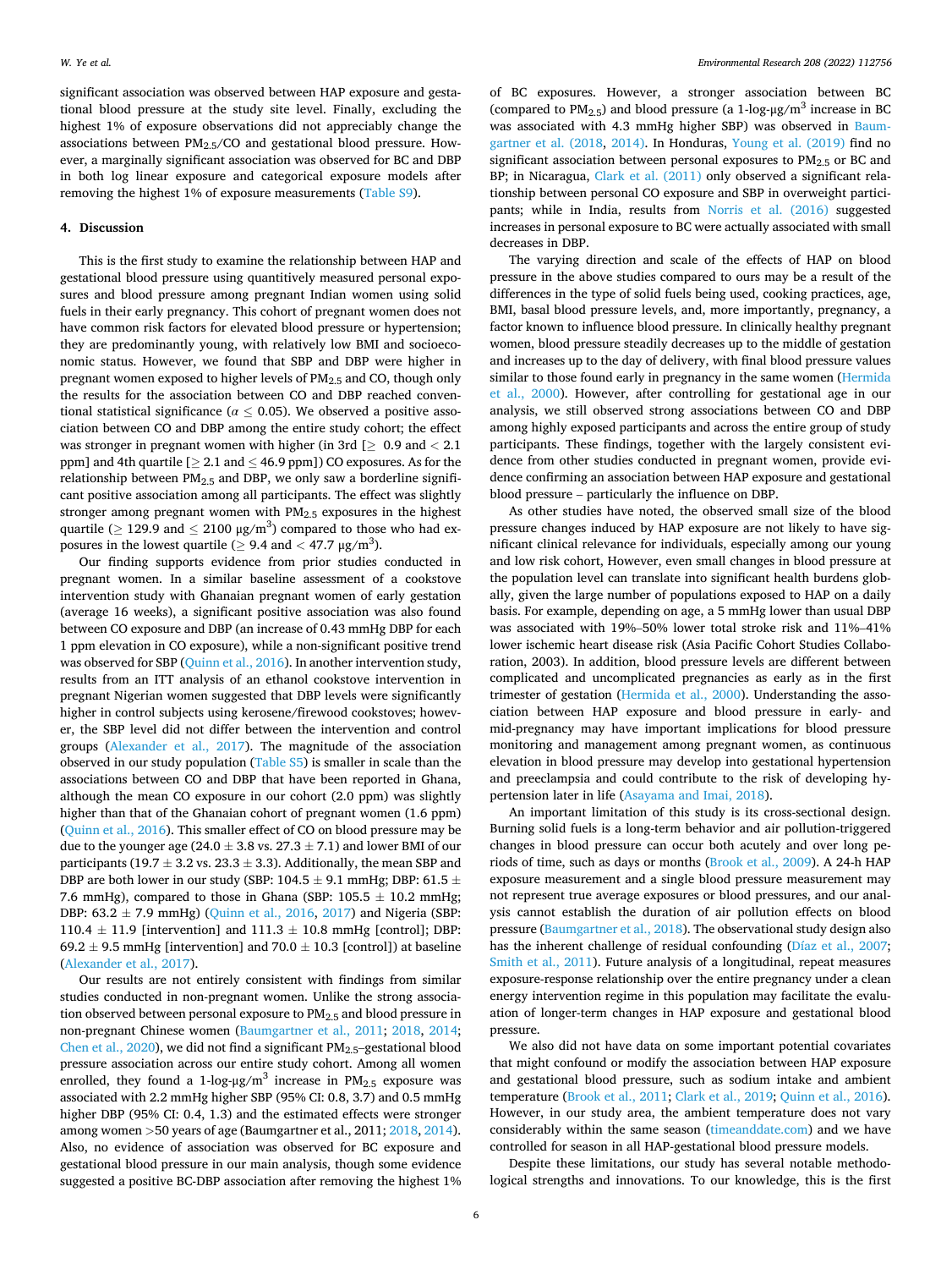significant association was observed between HAP exposure and gestational blood pressure at the study site level. Finally, excluding the highest 1% of exposure observations did not appreciably change the associations between $PM_{2.5}$/CO and gestational blood pressure. However, a marginally significant association was observed for BC and DBP in both log linear exposure and categorical exposure models after removing the highest 1% of exposure measurements (Table S9).

## 4. Discussion

This is the first study to examine the relationship between HAP and gestational blood pressure using quantitively measured personal exposures and blood pressure among pregnant Indian women using solid fuels in their early pregnancy. This cohort of pregnant women does not have common risk factors for elevated blood pressure or hypertension; they are predominantly young, with relatively low BMI and socioeconomic status. However, we found that SBP and DBP were higher in pregnant women exposed to higher levels of $PM_{2.5}$ and CO, though only the results for the association between CO and DBP reached conventional statistical significance ($\alpha \leq 0.05$). We observed a positive association between CO and DBP among the entire study cohort; the effect was stronger in pregnant women with higher (in 3rd [$\geq$ 0.9 and < 2.1 ppm] and 4th quartile [$\geq$ 2.1 and $\leq$ 46.9 ppm]) CO exposures. As for the relationship between $PM_{2.5}$ and DBP, we only saw a borderline significant positive association among all participants. The effect was slightly stronger among pregnant women with $PM_{2.5}$ exposures in the highest quartile ($\geq$ 129.9 and $\leq$ 2100 $\mu g/m^3$) compared to those who had exposures in the lowest quartile ($\geq$ 9.4 and < 47.7 $\mu g/m^3$).

Our finding supports evidence from prior studies conducted in pregnant women. In a similar baseline assessment of a cookstove intervention study with Ghanaian pregnant women of early gestation (average 16 weeks), a significant positive association was also found between CO exposure and DBP (an increase of 0.43 mmHg DBP for each 1 ppm elevation in CO exposure), while a non-significant positive trend was observed for SBP (Quinn et al., 2016). In another intervention study, results from an ITT analysis of an ethanol cookstove intervention in pregnant Nigerian women suggested that DBP levels were significantly higher in control subjects using kerosene/firewood cookstoves; however, the SBP level did not differ between the intervention and control groups (Alexander et al., 2017). The magnitude of the association observed in our study population (Table S5) is smaller in scale than the associations between CO and DBP that have been reported in Ghana, although the mean CO exposure in our cohort (2.0 ppm) was slightly higher than that of the Ghanaian cohort of pregnant women (1.6 ppm) (Quinn et al., 2016). This smaller effect of CO on blood pressure may be due to the younger age (24.0 ± 3.8 vs. 27.3 ± 7.1) and lower BMI of our participants (19.7 ± 3.2 vs. 23.3 ± 3.3). Additionally, the mean SBP and DBP are both lower in our study (SBP: 104.5 ± 9.1 mmHg; DBP: 61.5 ± 7.6 mmHg), compared to those in Ghana (SBP: 105.5 ± 10.2 mmHg; DBP: 63.2 ± 7.9 mmHg) (Quinn et al., 2016, 2017) and Nigeria (SBP: 110.4 ± 11.9 [intervention] and 111.3 ± 10.8 mmHg [control]; DBP: 69.2 ± 9.5 mmHg [intervention] and 70.0 ± 10.3 [control]) at baseline (Alexander et al., 2017).

Our results are not entirely consistent with findings from similar studies conducted in non-pregnant women. Unlike the strong association observed between personal exposure to $PM_{2.5}$ and blood pressure in non-pregnant Chinese women (Baumgartner et al., 2011; 2018, 2014; Chen et al., 2020), we did not find a significant $PM_{2.5}$–gestational blood pressure association across our entire study cohort. Among all women enrolled, they found a 1-log-$\mu g/m^3$ increase in $PM_{2.5}$ exposure was associated with 2.2 mmHg higher SBP (95% CI: 0.8, 3.7) and 0.5 mmHg higher DBP (95% CI: 0.4, 1.3) and the estimated effects were stronger among women >50 years of age (Baumgartner et al., 2011; 2018, 2014). Also, no evidence of association was observed for BC exposure and gestational blood pressure in our main analysis, though some evidence suggested a positive BC-DBP association after removing the highest 1% of BC exposures. However, a stronger association between BC (compared to $PM_{2.5}$) and blood pressure (a 1-log-$\mu g/m^3$ increase in BC was associated with 4.3 mmHg higher SBP) was observed in Baumgartner et al. (2018, 2014). In Honduras, Young et al. (2019) find no significant association between personal exposures to $PM_{2.5}$ or BC and BP; in Nicaragua, Clark et al. (2011) only observed a significant relationship between personal CO exposure and SBP in overweight participants; while in India, results from Norris et al. (2016) suggested increases in personal exposure to BC were actually associated with small decreases in DBP.

The varying direction and scale of the effects of HAP on blood pressure in the above studies compared to ours may be a result of the differences in the type of solid fuels being used, cooking practices, age, BMI, basal blood pressure levels, and, more importantly, pregnancy, a factor known to influence blood pressure. In clinically healthy pregnant women, blood pressure steadily decreases up to the middle of gestation and increases up to the day of delivery, with final blood pressure values similar to those found early in pregnancy in the same women (Hermida et al., 2000). However, after controlling for gestational age in our analysis, we still observed strong associations between CO and DBP among highly exposed participants and across the entire group of study participants. These findings, together with the largely consistent evidence from other studies conducted in pregnant women, provide evidence confirming an association between HAP exposure and gestational blood pressure – particularly the influence on DBP.

As other studies have noted, the observed small size of the blood pressure changes induced by HAP exposure are not likely to have significant clinical relevance for individuals, especially among our young and low risk cohort, However, even small changes in blood pressure at the population level can translate into significant health burdens globally, given the large number of populations exposed to HAP on a daily basis. For example, depending on age, a 5 mmHg lower than usual DBP was associated with 19%–50% lower total stroke risk and 11%–41% lower ischemic heart disease risk (Asia Pacific Cohort Studies Collaboration, 2003). In addition, blood pressure levels are different between complicated and uncomplicated pregnancies as early as in the first trimester of gestation (Hermida et al., 2000). Understanding the association between HAP exposure and blood pressure in early- and mid-pregnancy may have important implications for blood pressure monitoring and management among pregnant women, as continuous elevation in blood pressure may develop into gestational hypertension and preeclampsia and could contribute to the risk of developing hypertension later in life (Asayama and Imai, 2018).

An important limitation of this study is its cross-sectional design. Burning solid fuels is a long-term behavior and air pollution-triggered changes in blood pressure can occur both acutely and over long periods of time, such as days or months (Brook et al., 2009). A 24-h HAP exposure measurement and a single blood pressure measurement may not represent true average exposures or blood pressures, and our analysis cannot establish the duration of air pollution effects on blood pressure (Baumgartner et al., 2018). The observational study design also has the inherent challenge of residual confounding (Díaz et al., 2007; Smith et al., 2011). Future analysis of a longitudinal, repeat measures exposure-response relationship over the entire pregnancy under a clean energy intervention regime in this population may facilitate the evaluation of longer-term changes in HAP exposure and gestational blood pressure.

We also did not have data on some important potential covariates that might confound or modify the association between HAP exposure and gestational blood pressure, such as sodium intake and ambient temperature (Brook et al., 2011; Clark et al., 2019; Quinn et al., 2016). However, in our study area, the ambient temperature does not vary considerably within the same season (timeanddate.com) and we have controlled for season in all HAP-gestational blood pressure models.

Despite these limitations, our study has several notable methodological strengths and innovations. To our knowledge, this is the first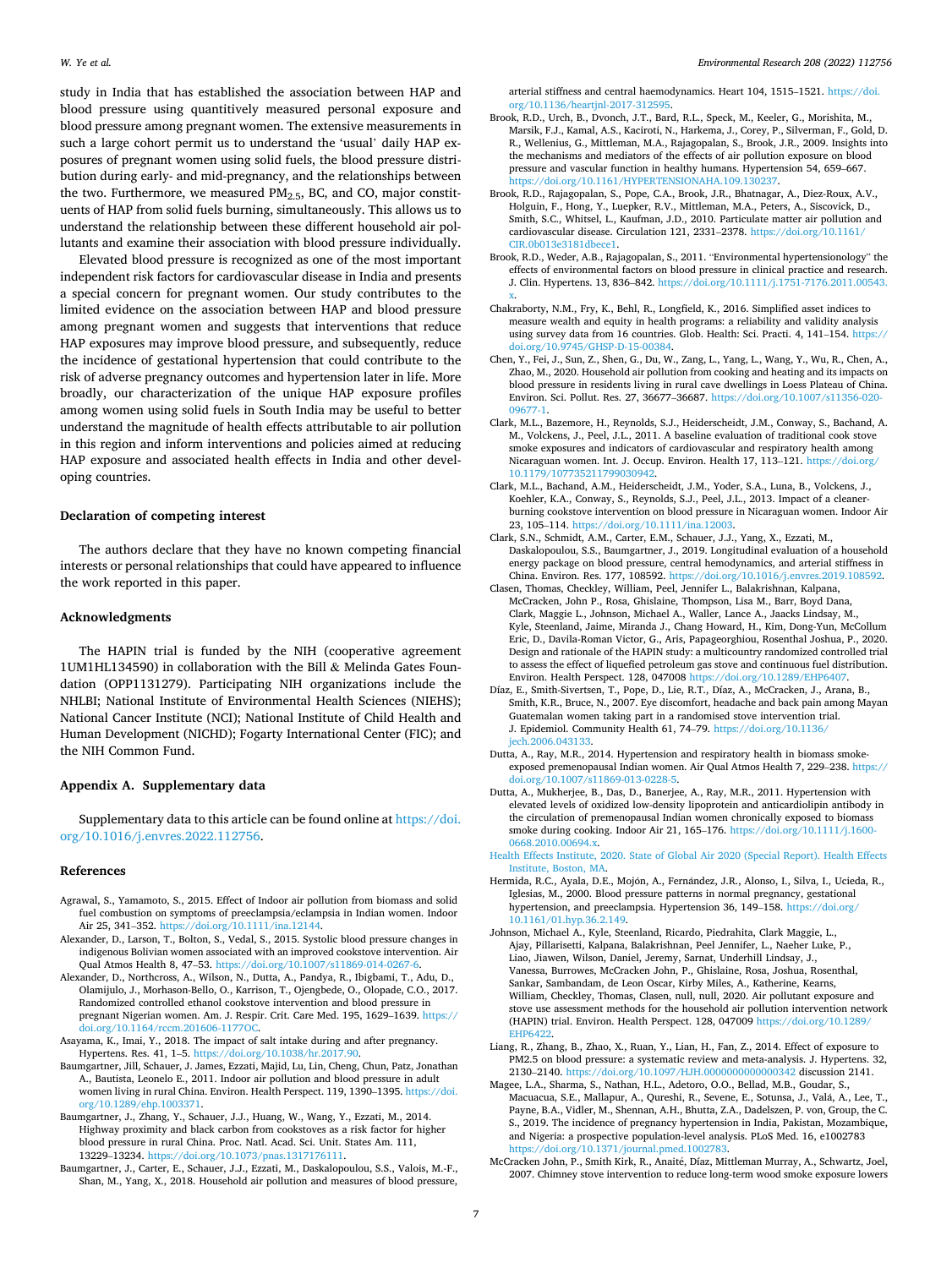study in India that has established the association between HAP and blood pressure using quantitively measured personal exposure and blood pressure among pregnant women. The extensive measurements in such a large cohort permit us to understand the 'usual' daily HAP exposures of pregnant women using solid fuels, the blood pressure distribution during early- and mid-pregnancy, and the relationships between the two. Furthermore, we measured $PM_{2.5}$, BC, and CO, major constituents of HAP from solid fuels burning, simultaneously. This allows us to understand the relationship between these different household air pollutants and examine their association with blood pressure individually.

Elevated blood pressure is recognized as one of the most important independent risk factors for cardiovascular disease in India and presents a special concern for pregnant women. Our study contributes to the limited evidence on the association between HAP and blood pressure among pregnant women and suggests that interventions that reduce HAP exposures may improve blood pressure, and subsequently, reduce the incidence of gestational hypertension that could contribute to the risk of adverse pregnancy outcomes and hypertension later in life. More broadly, our characterization of the unique HAP exposure profiles among women using solid fuels in South India may be useful to better understand the magnitude of health effects attributable to air pollution in this region and inform interventions and policies aimed at reducing HAP exposure and associated health effects in India and other developing countries.

## Declaration of competing interest

The authors declare that they have no known competing financial interests or personal relationships that could have appeared to influence the work reported in this paper.

## Acknowledgments

The HAPIN trial is funded by the NIH (cooperative agreement 1UM1HL134590) in collaboration with the Bill & Melinda Gates Foundation (OPP1131279). Participating NIH organizations include the NHLBI; National Institute of Environmental Health Sciences (NIEHS); National Cancer Institute (NCI); National Institute of Child Health and Human Development (NICHD); Fogarty International Center (FIC); and the NIH Common Fund.

## Appendix A. Supplementary data

Supplementary data to this article can be found online at https://doi.org/10.1016/j.envres.2022.112756.

## References

Agrawal, S., Yamamoto, S., 2015. Effect of Indoor air pollution from biomass and solid fuel combustion on symptoms of preeclampsia/eclampsia in Indian women. Indoor Air 25, 341–352. https://doi.org/10.1111/ina.12144.

Alexander, D., Larson, T., Bolton, S., Vedal, S., 2015. Systolic blood pressure changes in indigenous Bolivian women associated with an improved cookstove intervention. Air Qual Atmos Health 8, 47–53. https://doi.org/10.1007/s11869-014-0267-6.

Alexander, D., Northcross, A., Wilson, N., Dutta, A., Pandya, R., Ibigbami, T., Adu, D., Olamijulo, J., Morhason-Bello, O., Karrison, T., Ojengbede, O., Olopade, C.O., 2017. Randomized controlled ethanol cookstove intervention and blood pressure in pregnant Nigerian women. Am. J. Respir. Crit. Care Med. 195, 1629–1639. https://doi.org/10.1164/rccm.201606-1177OC.

Asayama, K., Imai, Y., 2018. The impact of salt intake during and after pregnancy. Hypertens. Res. 41, 1–5. https://doi.org/10.1038/hr.2017.90.

Baumgartner, Jill, Schauer, J. James, Ezzati, Majid, Lu, Lin, Cheng, Chun, Patz, Jonathan A., Bautista, Leonelo E., 2011. Indoor air pollution and blood pressure in adult women living in rural China. Environ. Health Perspect. 119, 1390–1395. https://doi.org/10.1289/ehp.1003371.

Baumgartner, J., Zhang, Y., Schauer, J.J., Huang, W., Wang, Y., Ezzati, M., 2014. Highway proximity and black carbon from cookstoves as a risk factor for higher blood pressure in rural China. Proc. Natl. Acad. Sci. Unit. States Am. 111, 13229–13234. https://doi.org/10.1073/pnas.1317176111.

Baumgartner, J., Carter, E., Schauer, J.J., Ezzati, M., Daskalopoulou, S.S., Valois, M.-F., Shan, M., Yang, X., 2018. Household air pollution and measures of blood pressure, arterial stiffness and central haemodynamics. Heart 104, 1515–1521. https://doi.org/10.1136/heartjnl-2017-312595.

Brook, R.D., Urch, B., Dvonch, J.T., Bard, R.L., Speck, M., Keeler, G., Morishita, M., Marsik, F.J., Kamal, A.S., Kaciroti, N., Harkema, J., Corey, P., Silverman, F., Gold, D.R., Wellenius, G., Mittleman, M.A., Rajagopalan, S., Brook, J.R., 2009. Insights into the mechanisms and mediators of the effects of air pollution exposure on blood pressure and vascular function in healthy humans. Hypertension 54, 659–667. https://doi.org/10.1161/HYPERTENSIONAHA.109.130237.

Brook, R.D., Rajagopalan, S., Pope, C.A., Brook, J.R., Bhatnagar, A., Diez-Roux, A.V., Holguin, F., Hong, Y., Luepker, R.V., Mittleman, M.A., Peters, A., Siscovick, D., Smith, S.C., Whitsel, L., Kaufman, J.D., 2010. Particulate matter air pollution and cardiovascular disease. Circulation 121, 2331–2378. https://doi.org/10.1161/CIR.0b013e3181dbece1.

Brook, R.D., Weder, A.B., Rajagopalan, S., 2011. "Environmental hypertensionology" the effects of environmental factors on blood pressure in clinical practice and research. J. Clin. Hypertens. 13, 836–842. https://doi.org/10.1111/j.1751-7176.2011.00543.x.

Chakraborty, N.M., Fry, K., Behl, R., Longfield, K., 2016. Simplified asset indices to measure wealth and equity in health programs: a reliability and validity analysis using survey data from 16 countries. Glob. Health: Sci. Practi. 4, 141–154. https://doi.org/10.9745/GHSP-D-15-00384.

Chen, Y., Fei, J., Sun, Z., Shen, G., Du, W., Zang, L., Yang, L., Wang, Y., Wu, R., Chen, A., Zhao, M., 2020. Household air pollution from cooking and heating and its impacts on blood pressure in residents living in rural cave dwellings in Loess Plateau of China. Environ. Sci. Pollut. Res. 27, 36677–36687. https://doi.org/10.1007/s11356-020-09677-1.

Clark, M.L., Bazemore, H., Reynolds, S.J., Heiderscheidt, J.M., Conway, S., Bachand, A.M., Volckens, J., Peel, J.L., 2011. A baseline evaluation of traditional cook stove smoke exposures and indicators of cardiovascular and respiratory health among Nicaraguan women. Int. J. Occup. Environ. Health 17, 113–121. https://doi.org/10.1179/107735211799030942.

Clark, M.L., Bachand, A.M., Heiderscheidt, J.M., Yoder, S.A., Luna, B., Volckens, J., Koehler, K.A., Conway, S., Reynolds, S.J., Peel, J.L., 2013. Impact of a cleaner-burning cookstove intervention on blood pressure in Nicaraguan women. Indoor Air 23, 105–114. https://doi.org/10.1111/ina.12003.

Clark, S.N., Schmidt, A.M., Carter, E.M., Schauer, J.J., Yang, X., Ezzati, M., Daskalopoulou, S.S., Baumgartner, J., 2019. Longitudinal evaluation of a household energy package on blood pressure, central hemodynamics, and arterial stiffness in China. Environ. Res. 177, 108592. https://doi.org/10.1016/j.envres.2019.108592.

Clasen, Thomas, Checkley, William, Peel, Jennifer L., Balakrishnan, Kalpana, McCracken, John P., Rosa, Ghislaine, Thompson, Lisa M., Barr, Boyd Dana, Clark, Maggie L., Johnson, Michael A., Waller, Lance A., Jaacks Lindsay, M., Kyle, Steenland, Jaime, Miranda J., Chang Howard, H., Kim, Dong-Yun, McCollum Eric, D., Davila-Roman Victor, G., Aris, Papageorghiou, Rosenthal Joshua, P., 2020. Design and rationale of the HAPIN study: a multicountry randomized controlled trial to assess the effect of liquefied petroleum gas stove and continuous fuel distribution. Environ. Health Perspect. 128, 047008 https://doi.org/10.1289/EHP6407.

Díaz, E., Smith-Sivertsen, T., Pope, D., Lie, R.T., Díaz, A., McCracken, J., Arana, B., Smith, K.R., Bruce, N., 2007. Eye discomfort, headache and back pain among Mayan Guatemalan women taking part in a randomised stove intervention trial. J. Epidemiol. Community Health 61, 74–79. https://doi.org/10.1136/jech.2006.043133.

Dutta, A., Ray, M.R., 2014. Hypertension and respiratory health in biomass smoke-exposed premenopausal Indian women. Air Qual Atmos Health 7, 229–238. https://doi.org/10.1007/s11869-013-0228-5.

Dutta, A., Mukherjee, B., Das, D., Banerjee, A., Ray, M.R., 2011. Hypertension with elevated levels of oxidized low-density lipoprotein and anticardiolipin antibody in the circulation of premenopausal Indian women chronically exposed to biomass smoke during cooking. Indoor Air 21, 165–176. https://doi.org/10.1111/j.1600-0668.2010.00694.x.

Health Effects Institute, 2020. State of Global Air 2020 (Special Report). Health Effects Institute, Boston, MA.

Hermida, R.C., Ayala, D.E., Mojón, A., Fernández, J.R., Alonso, I., Silva, I., Ucieda, R., Iglesias, M., 2000. Blood pressure patterns in normal pregnancy, gestational hypertension, and preeclampsia. Hypertension 36, 149–158. https://doi.org/10.1161/01.hyp.36.2.149.

Johnson, Michael A., Kyle, Steenland, Ricardo, Piedrahita, Clark Maggie, L., Ajay, Pillarisetti, Kalpana, Balakrishnan, Peel Jennifer, L., Naeher Luke, P., Liao, Jiawen, Wilson, Daniel, Jeremy, Sarnat, Underhill Lindsay, J., Vanessa, Burrowes, McCracken John, P., Ghislaine, Rosa, Joshua, Rosenthal, Sankar, Sambandam, de Leon Oscar, Kirby Miles, A., Katherine, Kearns, William, Checkley, Thomas, Clasen, null, null, 2020. Air pollutant exposure and stove use assessment methods for the household air pollution intervention network (HAPIN) trial. Environ. Health Perspect. 128, 047009 https://doi.org/10.1289/EHP6422.

Liang, R., Zhang, B., Zhao, X., Ruan, Y., Lian, H., Fan, Z., 2014. Effect of exposure to PM2.5 on blood pressure: a systematic review and meta-analysis. J. Hypertens. 32, 2130–2140. https://doi.org/10.1097/HJH.0000000000000342 discussion 2141.

Magee, L.A., Sharma, S., Nathan, H.L., Adetoro, O.O., Bellad, M.B., Goudar, S., Macuacua, S.E., Mallapur, A., Qureshi, R., Sevene, E., Sotunsa, J., Valá, A., Lee, T., Payne, B.A., Vidler, M., Shennan, A.H., Bhutta, Z.A., Dadelszen, P. von, Group, the C. S., 2019. The incidence of pregnancy hypertension in India, Pakistan, Mozambique, and Nigeria: a prospective population-level analysis. PLoS Med. 16, e1002783 https://doi.org/10.1371/journal.pmed.1002783.

McCracken John, P., Smith Kirk, R., Anaité, Díaz, Mittleman Murray, A., Schwartz, Joel, 2007. Chimney stove intervention to reduce long-term wood smoke exposure lowers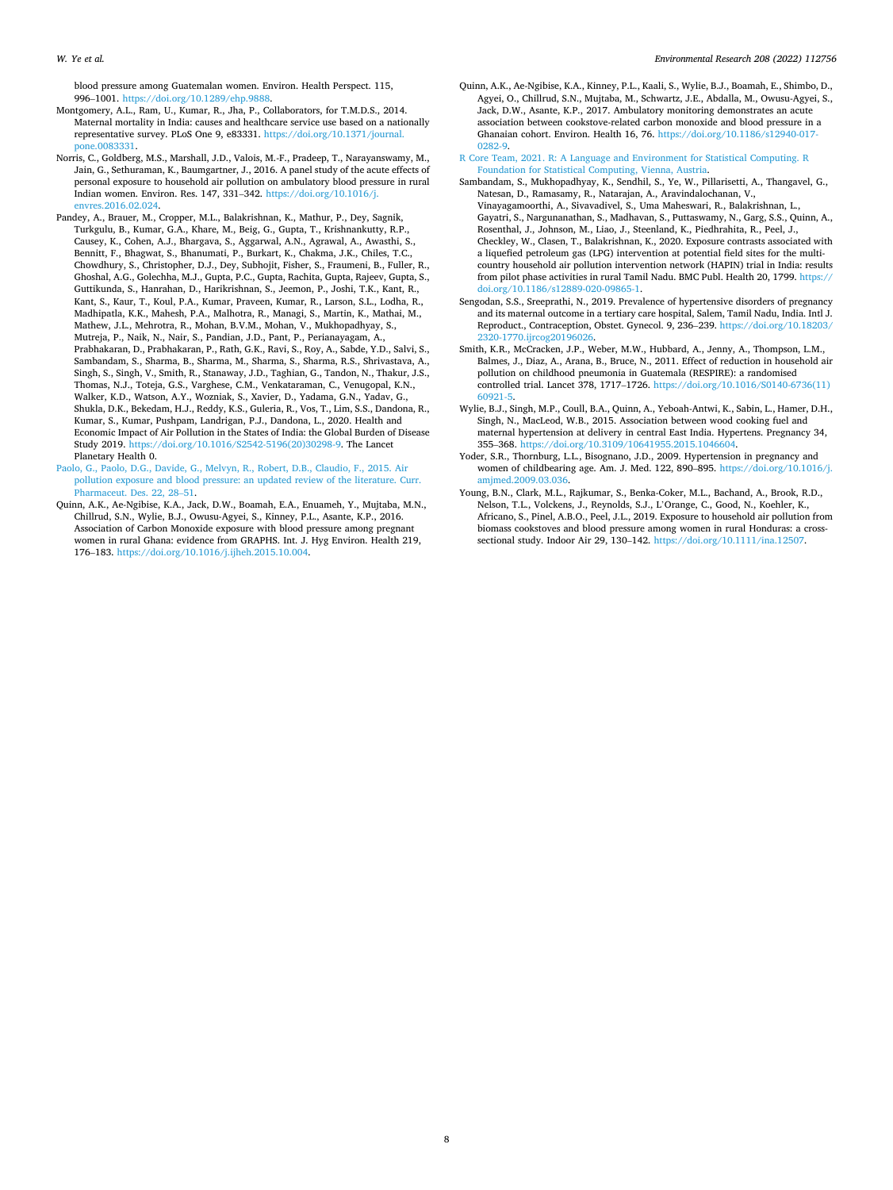blood pressure among Guatemalan women. Environ. Health Perspect. 115, 996–1001. https://doi.org/10.1289/ehp.9888.

Montgomery, A.L., Ram, U., Kumar, R., Jha, P., Collaborators, for T.M.D.S., 2014. Maternal mortality in India: causes and healthcare service use based on a nationally representative survey. PLoS One 9, e83331. https://doi.org/10.1371/journal.pone.0083331.

Norris, C., Goldberg, M.S., Marshall, J.D., Valois, M.-F., Pradeep, T., Narayanswamy, M., Jain, G., Sethuraman, K., Baumgartner, J., 2016. A panel study of the acute effects of personal exposure to household air pollution on ambulatory blood pressure in rural Indian women. Environ. Res. 147, 331–342. https://doi.org/10.1016/j.envres.2016.02.024.

Pandey, A., Brauer, M., Cropper, M.L., Balakrishnan, K., Mathur, P., Dey, Sagnik, Turkgulu, B., Kumar, G.A., Khare, M., Beig, G., Gupta, T., Krishnankutty, R.P., Causey, K., Cohen, A.J., Bhargava, S., Aggarwal, A.N., Agrawal, A., Awasthi, S., Bennitt, F., Bhagwat, S., Bhanumati, P., Burkart, K., Chakma, J.K., Chiles, T.C., Chowdhury, S., Christopher, D.J., Dey, Subhojit, Fisher, S., Fraumeni, B., Fuller, R., Ghoshal, A.G., Golechha, M.J., Gupta, P.C., Gupta, Rachita, Gupta, Rajeev, Gupta, S., Guttikunda, S., Hanrahan, D., Harikrishnan, S., Jeemon, P., Joshi, T.K., Kant, R., Kant, S., Kaur, T., Koul, P.A., Kumar, Praveen, Kumar, R., Larson, S.L., Lodha, R., Madhipatla, K.K., Mahesh, P.A., Malhotra, R., Managi, S., Martin, K., Mathai, M., Mathew, J.L., Mehrotra, R., Mohan, B.V.M., Mohan, V., Mukhopadhyay, S., Mutreja, P., Naik, N., Nair, S., Pandian, J.D., Pant, P., Perianayagam, A., Prabhakaran, D., Prabhakaran, P., Rath, G.K., Ravi, S., Roy, A., Sabde, Y.D., Salvi, S., Sambandam, S., Sharma, B., Sharma, M., Sharma, S., Sharma, R.S., Shrivastava, A., Singh, S., Singh, V., Smith, R., Stanaway, J.D., Taghian, G., Tandon, N., Thakur, J.S., Thomas, N.J., Toteja, G.S., Varghese, C.M., Venkataraman, C., Venugopal, K.N., Walker, K.D., Watson, A.Y., Wozniak, S., Xavier, D., Yadama, G.N., Yadav, G., Shukla, D.K., Bekedam, H.J., Reddy, K.S., Guleria, R., Vos, T., Lim, S.S., Dandona, R., Kumar, S., Kumar, Pushpam, Landrigan, P.J., Dandona, L., 2020. Health and Economic Impact of Air Pollution in the States of India: the Global Burden of Disease Study 2019. https://doi.org/10.1016/S2542-5196(20)30298-9. The Lancet Planetary Health 0.

Paolo, G., Paolo, D.G., Davide, G., Melvyn, R., Robert, D.B., Claudio, F., 2015. Air pollution exposure and blood pressure: an updated review of the literature. Curr. Pharmaceut. Des. 22, 28–51.

Quinn, A.K., Ae-Ngibise, K.A., Jack, D.W., Boamah, E.A., Enuameh, Y., Mujtaba, M.N., Chillrud, S.N., Wylie, B.J., Owusu-Agyei, S., Kinney, P.L., Asante, K.P., 2016. Association of Carbon Monoxide exposure with blood pressure among pregnant women in rural Ghana: evidence from GRAPHS. Int. J. Hyg Environ. Health 219, 176–183. https://doi.org/10.1016/j.ijheh.2015.10.004.

Quinn, A.K., Ae-Ngibise, K.A., Kinney, P.L., Kaali, S., Wylie, B.J., Boamah, E., Shimbo, D., Agyei, O., Chillrud, S.N., Mujtaba, M., Schwartz, J.E., Abdalla, M., Owusu-Agyei, S., Jack, D.W., Asante, K.P., 2017. Ambulatory monitoring demonstrates an acute association between cookstove-related carbon monoxide and blood pressure in a Ghanaian cohort. Environ. Health 16, 76. https://doi.org/10.1186/s12940-017-0282-9.

R Core Team, 2021. R: A Language and Environment for Statistical Computing. R Foundation for Statistical Computing, Vienna, Austria.

Sambandam, S., Mukhopadhyay, K., Sendhil, S., Ye, W., Pillarisetti, A., Thangavel, G., Natesan, D., Ramasamy, R., Natarajan, A., Aravindalochanan, V., Vinayagamoorthi, A., Sivavadivel, S., Uma Maheswari, R., Balakrishnan, L., Gayatri, S., Nargunanathan, S., Madhavan, S., Puttaswamy, N., Garg, S.S., Quinn, A., Rosenthal, J., Johnson, M., Liao, J., Steenland, K., Piedhrahita, R., Peel, J., Checkley, W., Clasen, T., Balakrishnan, K., 2020. Exposure contrasts associated with a liquefied petroleum gas (LPG) intervention at potential field sites for the multi-country household air pollution intervention network (HAPIN) trial in India: results from pilot phase activities in rural Tamil Nadu. BMC Publ. Health 20, 1799. https://doi.org/10.1186/s12889-020-09865-1.

Sengodan, S.S., Sreeprathi, N., 2019. Prevalence of hypertensive disorders of pregnancy and its maternal outcome in a tertiary care hospital, Salem, Tamil Nadu, India. Intl J. Reproduct., Contraception, Obstet. Gynecol. 9, 236–239. https://doi.org/10.18203/2320-1770.ijrcog20196026.

Smith, K.R., McCracken, J.P., Weber, M.W., Hubbard, A., Jenny, A., Thompson, L.M., Balmes, J., Diaz, A., Arana, B., Bruce, N., 2011. Effect of reduction in household air pollution on childhood pneumonia in Guatemala (RESPIRE): a randomised controlled trial. Lancet 378, 1717–1726. https://doi.org/10.1016/S0140-6736(11)60921-5.

Wylie, B.J., Singh, M.P., Coull, B.A., Quinn, A., Yeboah-Antwi, K., Sabin, L., Hamer, D.H., Singh, N., MacLeod, W.B., 2015. Association between wood cooking fuel and maternal hypertension at delivery in central East India. Hypertens. Pregnancy 34, 355–368. https://doi.org/10.3109/10641955.2015.1046604.

Yoder, S.R., Thornburg, L.L., Bisognano, J.D., 2009. Hypertension in pregnancy and women of childbearing age. Am. J. Med. 122, 890–895. https://doi.org/10.1016/j.amjmed.2009.03.036.

Young, B.N., Clark, M.L., Rajkumar, S., Benka-Coker, M.L., Bachand, A., Brook, R.D., Nelson, T.L., Volckens, J., Reynolds, S.J., L'Orange, C., Good, N., Koehler, K., Africano, S., Pinel, A.B.O., Peel, J.L., 2019. Exposure to household air pollution from biomass cookstoves and blood pressure among women in rural Honduras: a cross-sectional study. Indoor Air 29, 130–142. https://doi.org/10.1111/ina.12507.